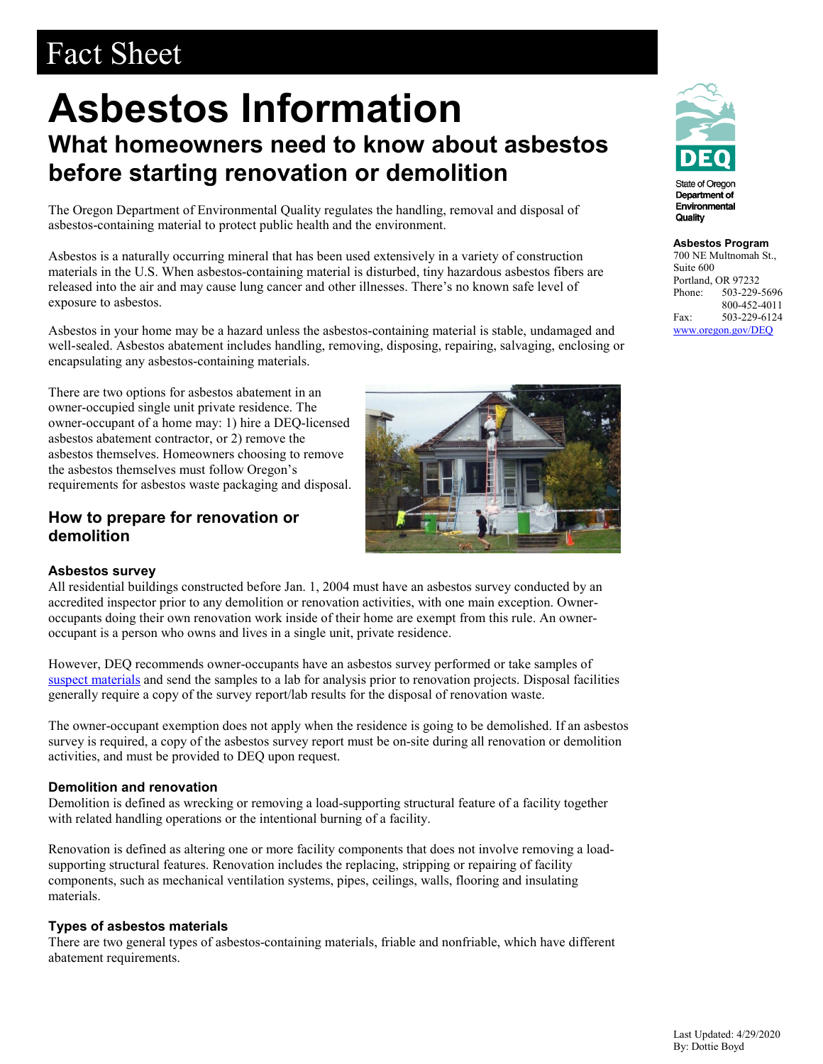Fact Sheet

# Asbestos Information

## What homeowners need to know about asbestos before starting renovation or demolition

State of Oregon Department of Environmental Quality

**Asbestos Program**
700 NE Multnomah St., Suite 600
Portland, OR 97232
Phone: 503-229-5696
800-452-4011
Fax: 503-229-6124
www.oregon.gov/DEQ

The Oregon Department of Environmental Quality regulates the handling, removal and disposal of asbestos-containing material to protect public health and the environment.

Asbestos is a naturally occurring mineral that has been used extensively in a variety of construction materials in the U.S. When asbestos-containing material is disturbed, tiny hazardous asbestos fibers are released into the air and may cause lung cancer and other illnesses. There's no known safe level of exposure to asbestos.

Asbestos in your home may be a hazard unless the asbestos-containing material is stable, undamaged and well-sealed. Asbestos abatement includes handling, removing, disposing, repairing, salvaging, enclosing or encapsulating any asbestos-containing materials.

There are two options for asbestos abatement in an owner-occupied single unit private residence. The owner-occupant of a home may: 1) hire a DEQ-licensed asbestos abatement contractor, or 2) remove the asbestos themselves. Homeowners choosing to remove the asbestos themselves must follow Oregon's requirements for asbestos waste packaging and disposal.

## How to prepare for renovation or demolition

### Asbestos survey

All residential buildings constructed before Jan. 1, 2004 must have an asbestos survey conducted by an accredited inspector prior to any demolition or renovation activities, with one main exception. Owner-occupants doing their own renovation work inside of their home are exempt from this rule. An owner-occupant is a person who owns and lives in a single unit, private residence.

However, DEQ recommends owner-occupants have an asbestos survey performed or take samples of suspect materials and send the samples to a lab for analysis prior to renovation projects. Disposal facilities generally require a copy of the survey report/lab results for the disposal of renovation waste.

The owner-occupant exemption does not apply when the residence is going to be demolished. If an asbestos survey is required, a copy of the asbestos survey report must be on-site during all renovation or demolition activities, and must be provided to DEQ upon request.

### Demolition and renovation

Demolition is defined as wrecking or removing a load-supporting structural feature of a facility together with related handling operations or the intentional burning of a facility.

Renovation is defined as altering one or more facility components that does not involve removing a load-supporting structural features. Renovation includes the replacing, stripping or repairing of facility components, such as mechanical ventilation systems, pipes, ceilings, walls, flooring and insulating materials.

### Types of asbestos materials

There are two general types of asbestos-containing materials, friable and nonfriable, which have different abatement requirements.

Last Updated: 4/29/2020
By: Dottie Boyd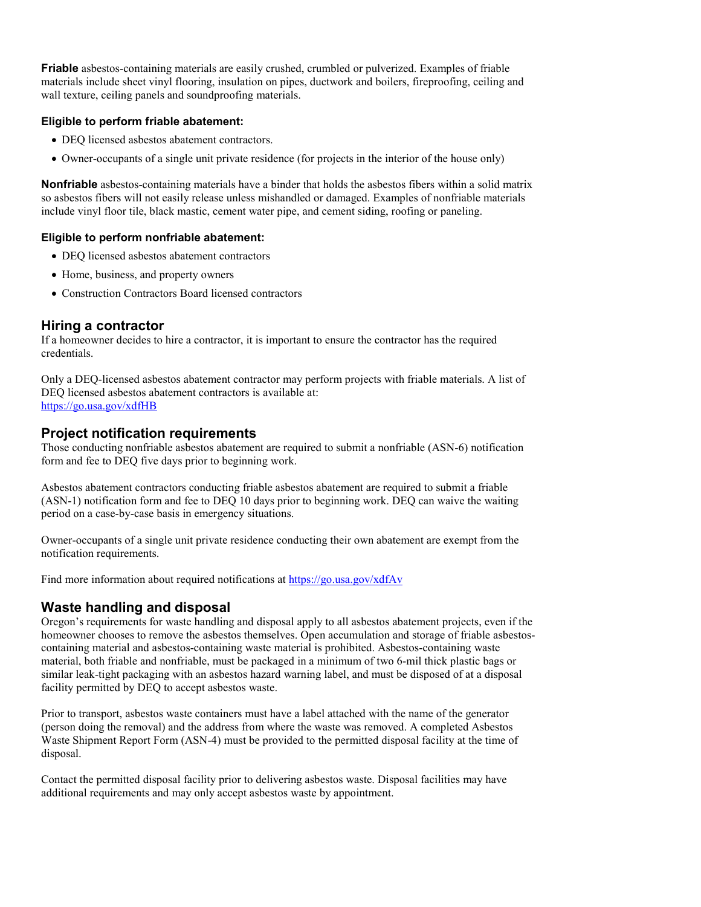**Friable** asbestos-containing materials are easily crushed, crumbled or pulverized. Examples of friable materials include sheet vinyl flooring, insulation on pipes, ductwork and boilers, fireproofing, ceiling and wall texture, ceiling panels and soundproofing materials.

#### Eligible to perform friable abatement:

- DEQ licensed asbestos abatement contractors.
- Owner-occupants of a single unit private residence (for projects in the interior of the house only)

**Nonfriable** asbestos-containing materials have a binder that holds the asbestos fibers within a solid matrix so asbestos fibers will not easily release unless mishandled or damaged. Examples of nonfriable materials include vinyl floor tile, black mastic, cement water pipe, and cement siding, roofing or paneling.

#### Eligible to perform nonfriable abatement:

- DEQ licensed asbestos abatement contractors
- Home, business, and property owners
- Construction Contractors Board licensed contractors

## Hiring a contractor

If a homeowner decides to hire a contractor, it is important to ensure the contractor has the required credentials.

Only a DEQ-licensed asbestos abatement contractor may perform projects with friable materials. A list of DEQ licensed asbestos abatement contractors is available at:
https://go.usa.gov/xdfHB

## Project notification requirements

Those conducting nonfriable asbestos abatement are required to submit a nonfriable (ASN-6) notification form and fee to DEQ five days prior to beginning work.

Asbestos abatement contractors conducting friable asbestos abatement are required to submit a friable (ASN-1) notification form and fee to DEQ 10 days prior to beginning work. DEQ can waive the waiting period on a case-by-case basis in emergency situations.

Owner-occupants of a single unit private residence conducting their own abatement are exempt from the notification requirements.

Find more information about required notifications at https://go.usa.gov/xdfAv

## Waste handling and disposal

Oregon's requirements for waste handling and disposal apply to all asbestos abatement projects, even if the homeowner chooses to remove the asbestos themselves. Open accumulation and storage of friable asbestos-containing material and asbestos-containing waste material is prohibited. Asbestos-containing waste material, both friable and nonfriable, must be packaged in a minimum of two 6-mil thick plastic bags or similar leak-tight packaging with an asbestos hazard warning label, and must be disposed of at a disposal facility permitted by DEQ to accept asbestos waste.

Prior to transport, asbestos waste containers must have a label attached with the name of the generator (person doing the removal) and the address from where the waste was removed. A completed Asbestos Waste Shipment Report Form (ASN-4) must be provided to the permitted disposal facility at the time of disposal.

Contact the permitted disposal facility prior to delivering asbestos waste. Disposal facilities may have additional requirements and may only accept asbestos waste by appointment.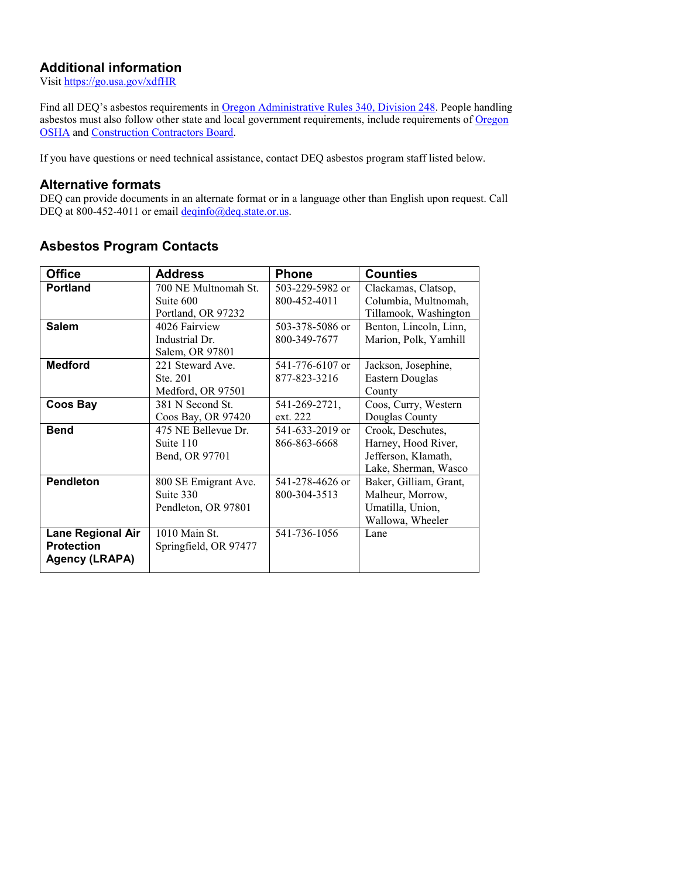## Additional information

Visit [https://go.usa.gov/xdfHR](https://go.usa.gov/xdfHR)

Find all DEQ's asbestos requirements in Oregon Administrative Rules 340, Division 248. People handling asbestos must also follow other state and local government requirements, include requirements of Oregon OSHA and Construction Contractors Board.

If you have questions or need technical assistance, contact DEQ asbestos program staff listed below.

## Alternative formats

DEQ can provide documents in an alternate format or in a language other than English upon request. Call DEQ at 800-452-4011 or email deqinfo@deq.state.or.us.

## Asbestos Program Contacts

| Office | Address | Phone | Counties |
|---|---|---|---|
| **Portland** | 700 NE Multnomah St. Suite 600 Portland, OR 97232 | 503-229-5982 or 800-452-4011 | Clackamas, Clatsop, Columbia, Multnomah, Tillamook, Washington |
| **Salem** | 4026 Fairview Industrial Dr. Salem, OR 97801 | 503-378-5086 or 800-349-7677 | Benton, Lincoln, Linn, Marion, Polk, Yamhill |
| **Medford** | 221 Steward Ave. Ste. 201 Medford, OR 97501 | 541-776-6107 or 877-823-3216 | Jackson, Josephine, Eastern Douglas County |
| **Coos Bay** | 381 N Second St. Coos Bay, OR 97420 | 541-269-2721, ext. 222 | Coos, Curry, Western Douglas County |
| **Bend** | 475 NE Bellevue Dr. Suite 110 Bend, OR 97701 | 541-633-2019 or 866-863-6668 | Crook, Deschutes, Harney, Hood River, Jefferson, Klamath, Lake, Sherman, Wasco |
| **Pendleton** | 800 SE Emigrant Ave. Suite 330 Pendleton, OR 97801 | 541-278-4626 or 800-304-3513 | Baker, Gilliam, Grant, Malheur, Morrow, Umatilla, Union, Wallowa, Wheeler |
| **Lane Regional Air Protection Agency (LRAPA)** | 1010 Main St. Springfield, OR 97477 | 541-736-1056 | Lane |